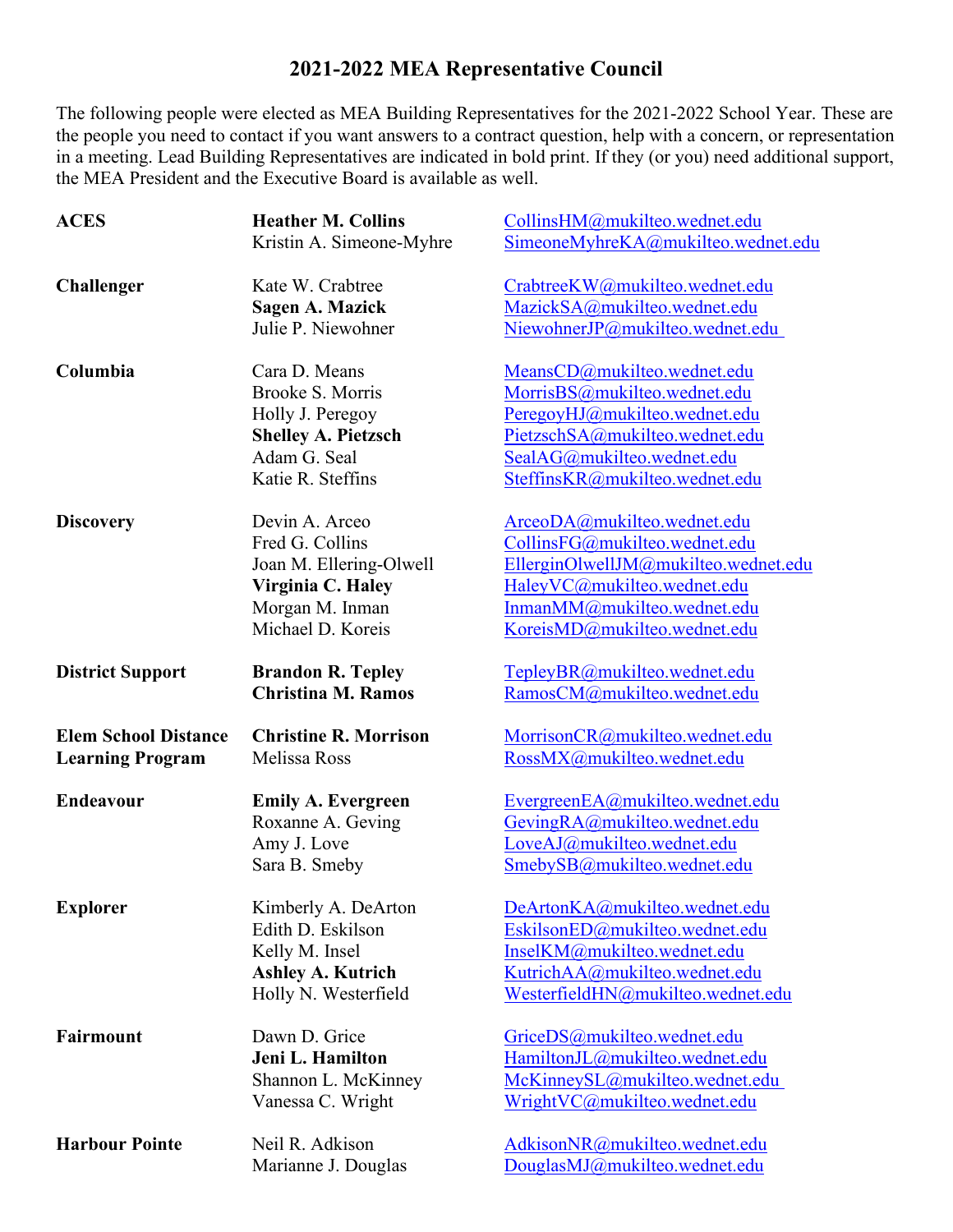# 2021-2022 MEA Representative Council

The following people were elected as MEA Building Representatives for the 2021-2022 School Year. These are the people you need to contact if you want answers to a contract question, help with a concern, or representation in a meeting. Lead Building Representatives are indicated in bold print. If they (or you) need additional support, the MEA President and the Executive Board is available as well.

| Building | Representative | Email |
|---|---|---|
| **ACES** | **Heather M. Collins** | CollinsHM@mukilteo.wednet.edu |
| | Kristin A. Simeone-Myhre | SimeoneMyhreKA@mukilteo.wednet.edu |
| **Challenger** | Kate W. Crabtree | CrabtreeKW@mukilteo.wednet.edu |
| | **Sagen A. Mazick** | MazickSA@mukilteo.wednet.edu |
| | Julie P. Niewohner | NiewohnerJP@mukilteo.wednet.edu |
| **Columbia** | Cara D. Means | MeansCD@mukilteo.wednet.edu |
| | Brooke S. Morris | MorrisBS@mukilteo.wednet.edu |
| | Holly J. Peregoy | PeregoyHJ@mukilteo.wednet.edu |
| | **Shelley A. Pietzsch** | PietzschSA@mukilteo.wednet.edu |
| | Adam G. Seal | SealAG@mukilteo.wednet.edu |
| | Katie R. Steffins | SteffinsKR@mukilteo.wednet.edu |
| **Discovery** | Devin A. Arceo | ArceoDA@mukilteo.wednet.edu |
| | Fred G. Collins | CollinsFG@mukilteo.wednet.edu |
| | Joan M. Ellering-Olwell | EllerginOlwellJM@mukilteo.wednet.edu |
| | **Virginia C. Haley** | HaleyVC@mukilteo.wednet.edu |
| | Morgan M. Inman | InmanMM@mukilteo.wednet.edu |
| | Michael D. Koreis | KoreisMD@mukilteo.wednet.edu |
| **District Support** | **Brandon R. Tepley** | TepleyBR@mukilteo.wednet.edu |
| | **Christina M. Ramos** | RamosCM@mukilteo.wednet.edu |
| **Elem School Distance Learning Program** | **Christine R. Morrison** | MorrisonCR@mukilteo.wednet.edu |
| | Melissa Ross | RossMX@mukilteo.wednet.edu |
| **Endeavour** | **Emily A. Evergreen** | EvergreenEA@mukilteo.wednet.edu |
| | Roxanne A. Geving | GevingRA@mukilteo.wednet.edu |
| | Amy J. Love | LoveAJ@mukilteo.wednet.edu |
| | Sara B. Smeby | SmebySB@mukilteo.wednet.edu |
| **Explorer** | Kimberly A. DeArton | DeArtonKA@mukilteo.wednet.edu |
| | Edith D. Eskilson | EskilsonED@mukilteo.wednet.edu |
| | Kelly M. Insel | InselKM@mukilteo.wednet.edu |
| | **Ashley A. Kutrich** | KutrichAA@mukilteo.wednet.edu |
| | Holly N. Westerfield | WesterfieldHN@mukilteo.wednet.edu |
| **Fairmount** | Dawn D. Grice | GriceDS@mukilteo.wednet.edu |
| | **Jeni L. Hamilton** | HamiltonJL@mukilteo.wednet.edu |
| | Shannon L. McKinney | McKinneySL@mukilteo.wednet.edu |
| | Vanessa C. Wright | WrightVC@mukilteo.wednet.edu |
| **Harbour Pointe** | Neil R. Adkison | AdkisonNR@mukilteo.wednet.edu |
| | Marianne J. Douglas | DouglasMJ@mukilteo.wednet.edu |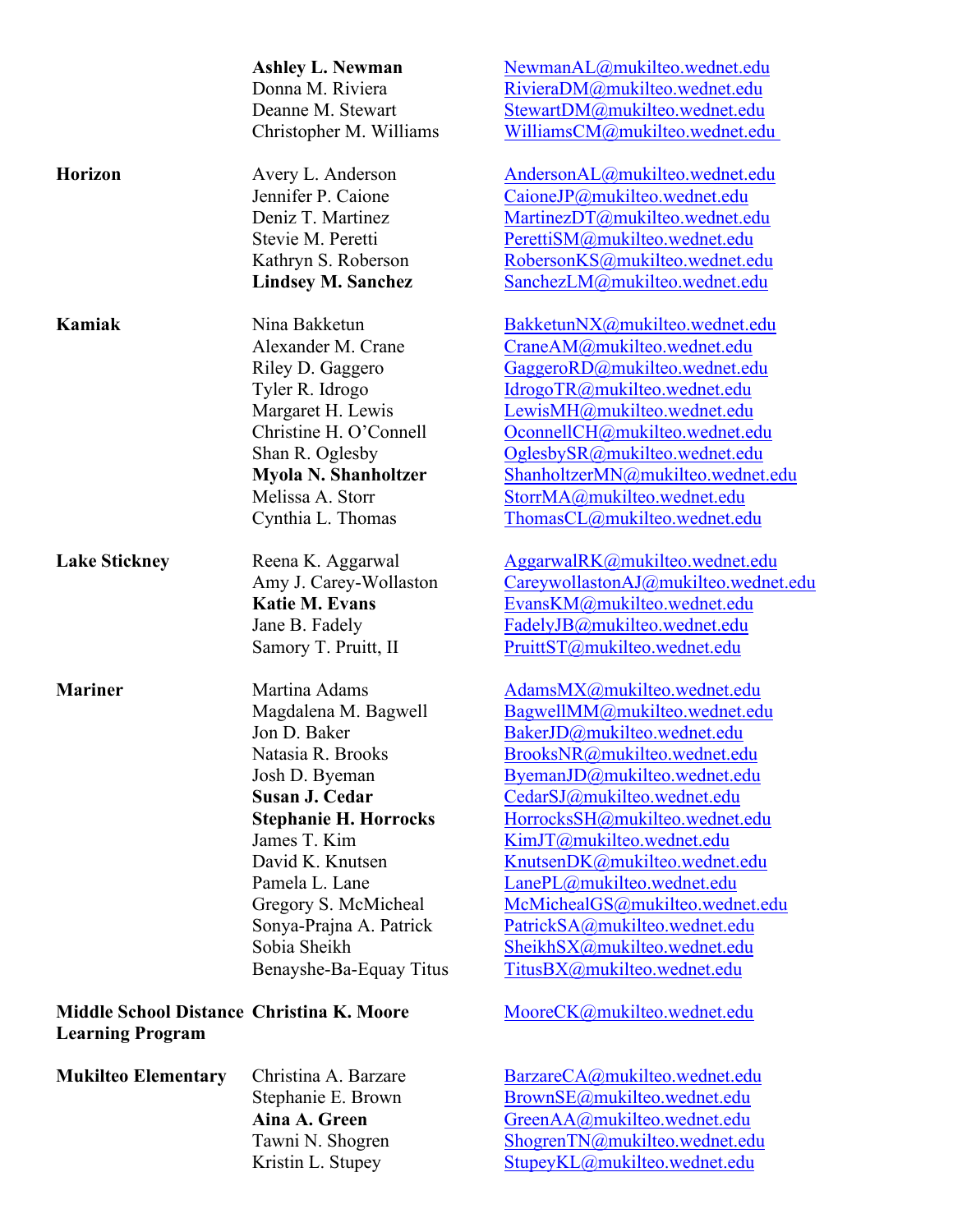| | | |
|---|---|---|
| | **Ashley L. Newman** | NewmanAL@mukilteo.wednet.edu |
| | Donna M. Riviera | RivieraDM@mukilteo.wednet.edu |
| | Deanne M. Stewart | StewartDM@mukilteo.wednet.edu |
| | Christopher M. Williams | WilliamsCM@mukilteo.wednet.edu |
| **Horizon** | Avery L. Anderson | AndersonAL@mukilteo.wednet.edu |
| | Jennifer P. Caione | CaioneJP@mukilteo.wednet.edu |
| | Deniz T. Martinez | MartinezDT@mukilteo.wednet.edu |
| | Stevie M. Peretti | PerettiSM@mukilteo.wednet.edu |
| | Kathryn S. Roberson | RobersonKS@mukilteo.wednet.edu |
| | **Lindsey M. Sanchez** | SanchezLM@mukilteo.wednet.edu |
| **Kamiak** | Nina Bakketun | BakketunNX@mukilteo.wednet.edu |
| | Alexander M. Crane | CraneAM@mukilteo.wednet.edu |
| | Riley D. Gaggero | GaggeroRD@mukilteo.wednet.edu |
| | Tyler R. Idrogo | IdrogoTR@mukilteo.wednet.edu |
| | Margaret H. Lewis | LewisMH@mukilteo.wednet.edu |
| | Christine H. O'Connell | OconnellCH@mukilteo.wednet.edu |
| | Shan R. Oglesby | OglesbySR@mukilteo.wednet.edu |
| | **Myola N. Shanholtzer** | ShanholtzerMN@mukilteo.wednet.edu |
| | Melissa A. Storr | StorrMA@mukilteo.wednet.edu |
| | Cynthia L. Thomas | ThomasCL@mukilteo.wednet.edu |
| **Lake Stickney** | Reena K. Aggarwal | AggarwalRK@mukilteo.wednet.edu |
| | Amy J. Carey-Wollaston | CareywollastonAJ@mukilteo.wednet.edu |
| | **Katie M. Evans** | EvansKM@mukilteo.wednet.edu |
| | Jane B. Fadely | FadelyJB@mukilteo.wednet.edu |
| | Samory T. Pruitt, II | PruittST@mukilteo.wednet.edu |
| **Mariner** | Martina Adams | AdamsMX@mukilteo.wednet.edu |
| | Magdalena M. Bagwell | BagwellMM@mukilteo.wednet.edu |
| | Jon D. Baker | BakerJD@mukilteo.wednet.edu |
| | Natasia R. Brooks | BrooksNR@mukilteo.wednet.edu |
| | Josh D. Byeman | ByemanJD@mukilteo.wednet.edu |
| | **Susan J. Cedar** | CedarSJ@mukilteo.wednet.edu |
| | **Stephanie H. Horrocks** | HorrocksSH@mukilteo.wednet.edu |
| | James T. Kim | KimJT@mukilteo.wednet.edu |
| | David K. Knutsen | KnutsenDK@mukilteo.wednet.edu |
| | Pamela L. Lane | LanePL@mukilteo.wednet.edu |
| | Gregory S. McMicheal | McMichealGS@mukilteo.wednet.edu |
| | Sonya-Prajna A. Patrick | PatrickSA@mukilteo.wednet.edu |
| | Sobia Sheikh | SheikhSX@mukilteo.wednet.edu |
| | Benayshe-Ba-Equay Titus | TitusBX@mukilteo.wednet.edu |
| **Middle School Distance Learning Program** | **Christina K. Moore** | MooreCK@mukilteo.wednet.edu |
| **Mukilteo Elementary** | Christina A. Barzare | BarzareCA@mukilteo.wednet.edu |
| | Stephanie E. Brown | BrownSE@mukilteo.wednet.edu |
| | **Aina A. Green** | GreenAA@mukilteo.wednet.edu |
| | Tawni N. Shogren | ShogrenTN@mukilteo.wednet.edu |
| | Kristin L. Stupey | StupeyKL@mukilteo.wednet.edu |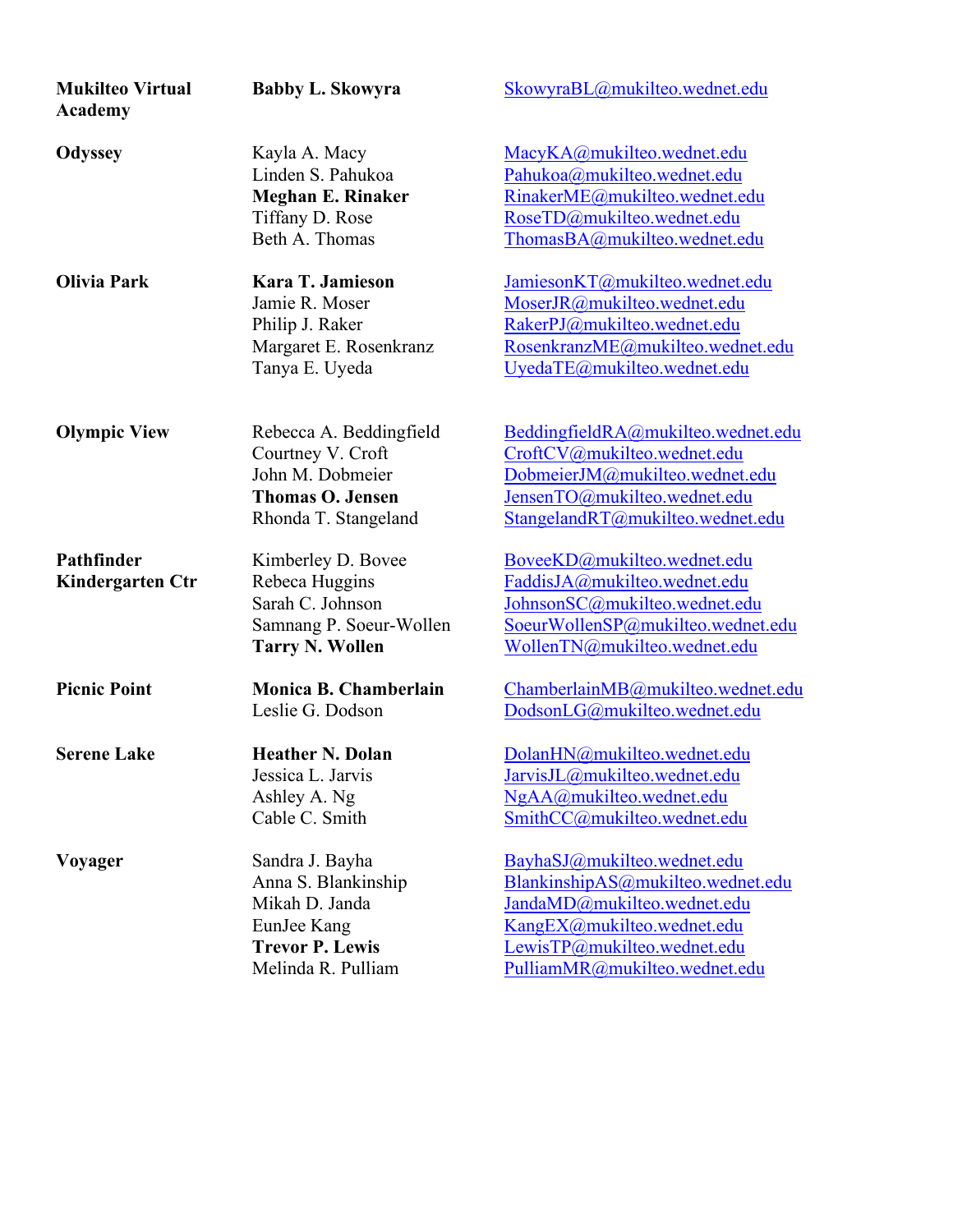| | | |
|---|---|---|
| **Mukilteo Virtual Academy** | **Babby L. Skowyra** | SkowyraBL@mukilteo.wednet.edu |
| **Odyssey** | Kayla A. Macy | MacyKA@mukilteo.wednet.edu |
| | Linden S. Pahukoa | Pahukoa@mukilteo.wednet.edu |
| | **Meghan E. Rinaker** | RinakerME@mukilteo.wednet.edu |
| | Tiffany D. Rose | RoseTD@mukilteo.wednet.edu |
| | Beth A. Thomas | ThomasBA@mukilteo.wednet.edu |
| **Olivia Park** | **Kara T. Jamieson** | JamiesonKT@mukilteo.wednet.edu |
| | Jamie R. Moser | MoserJR@mukilteo.wednet.edu |
| | Philip J. Raker | RakerPJ@mukilteo.wednet.edu |
| | Margaret E. Rosenkranz | RosenkranzME@mukilteo.wednet.edu |
| | Tanya E. Uyeda | UyedaTE@mukilteo.wednet.edu |
| **Olympic View** | Rebecca A. Beddingfield | BeddingfieldRA@mukilteo.wednet.edu |
| | Courtney V. Croft | CroftCV@mukilteo.wednet.edu |
| | John M. Dobmeier | DobmeierJM@mukilteo.wednet.edu |
| | **Thomas O. Jensen** | JensenTO@mukilteo.wednet.edu |
| | Rhonda T. Stangeland | StangelandRT@mukilteo.wednet.edu |
| **Pathfinder Kindergarten Ctr** | Kimberley D. Bovee | BoveeKD@mukilteo.wednet.edu |
| | Rebeca Huggins | FaddisJA@mukilteo.wednet.edu |
| | Sarah C. Johnson | JohnsonSC@mukilteo.wednet.edu |
| | Samnang P. Soeur-Wollen | SoeurWollenSP@mukilteo.wednet.edu |
| | **Tarry N. Wollen** | WollenTN@mukilteo.wednet.edu |
| **Picnic Point** | **Monica B. Chamberlain** | ChamberlainMB@mukilteo.wednet.edu |
| | Leslie G. Dodson | DodsonLG@mukilteo.wednet.edu |
| **Serene Lake** | **Heather N. Dolan** | DolanHN@mukilteo.wednet.edu |
| | Jessica L. Jarvis | JarvisJL@mukilteo.wednet.edu |
| | Ashley A. Ng | NgAA@mukilteo.wednet.edu |
| | Cable C. Smith | SmithCC@mukilteo.wednet.edu |
| **Voyager** | Sandra J. Bayha | BayhaSJ@mukilteo.wednet.edu |
| | Anna S. Blankinship | BlankinshipAS@mukilteo.wednet.edu |
| | Mikah D. Janda | JandaMD@mukilteo.wednet.edu |
| | EunJee Kang | KangEX@mukilteo.wednet.edu |
| | **Trevor P. Lewis** | LewisTP@mukilteo.wednet.edu |
| | Melinda R. Pulliam | PulliamMR@mukilteo.wednet.edu |